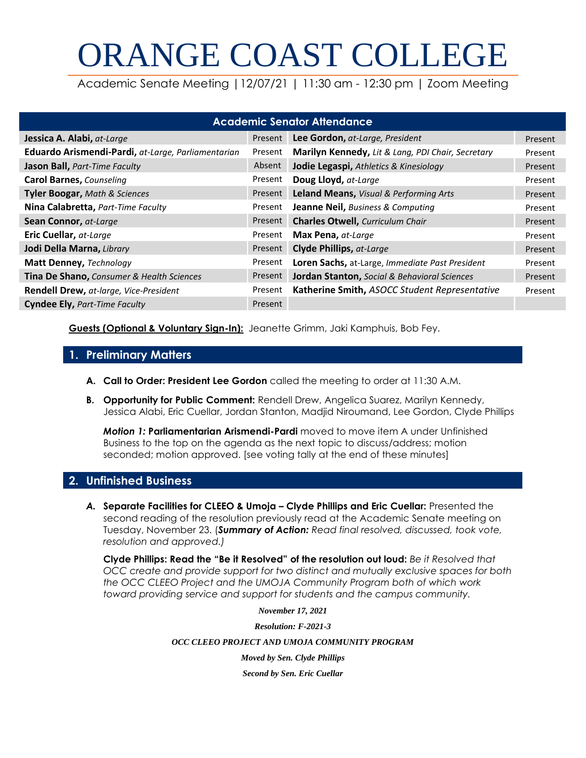# ORANGE COAST COLLEGE

Academic Senate Meeting | 12/07/21 | 11:30 am - 12:30 pm | Zoom Meeting

| Academic Senator Attendance | | | |
|---|---|---|---|
| **Jessica A. Alabi,** *at-Large* | Present | **Lee Gordon,** *at-Large, President* | Present |
| **Eduardo Arismendi-Pardi,** *at-Large, Parliamentarian* | Present | **Marilyn Kennedy,** *Lit & Lang, PDI Chair, Secretary* | Present |
| **Jason Ball,** *Part-Time Faculty* | Absent | **Jodie Legaspi,** *Athletics & Kinesiology* | Present |
| **Carol Barnes,** *Counseling* | Present | **Doug Lloyd,** *at-Large* | Present |
| **Tyler Boogar,** *Math & Sciences* | Present | **Leland Means,** *Visual & Performing Arts* | Present |
| **Nina Calabretta,** *Part-Time Faculty* | Present | **Jeanne Neil,** *Business & Computing* | Present |
| **Sean Connor,** *at-Large* | Present | **Charles Otwell,** *Curriculum Chair* | Present |
| **Eric Cuellar,** *at-Large* | Present | **Max Pena,** *at-Large* | Present |
| **Jodi Della Marna,** *Library* | Present | **Clyde Phillips,** *at-Large* | Present |
| **Matt Denney,** *Technology* | Present | **Loren Sachs,** at-Large, *Immediate Past President* | Present |
| **Tina De Shano,** *Consumer & Health Sciences* | Present | **Jordan Stanton,** *Social & Behavioral Sciences* | Present |
| **Rendell Drew,** *at-large, Vice-President* | Present | **Katherine Smith,** *ASOCC Student Representative* | Present |
| **Cyndee Ely,** *Part-Time Faculty* | Present | | |

**Guests (Optional & Voluntary Sign-In):** Jeanette Grimm, Jaki Kamphuis, Bob Fey.

## 1. Preliminary Matters

**A. Call to Order: President Lee Gordon** called the meeting to order at 11:30 A.M.

**B. Opportunity for Public Comment:** Rendell Drew, Angelica Suarez, Marilyn Kennedy, Jessica Alabi, Eric Cuellar, Jordan Stanton, Madjid Niroumand, Lee Gordon, Clyde Phillips

***Motion 1:*** **Parliamentarian Arismendi-Pardi** moved to move item A under Unfinished Business to the top on the agenda as the next topic to discuss/address; motion seconded; motion approved. [see voting tally at the end of these minutes]

## 2. Unfinished Business

***A.*** **Separate Facilities for CLEEO & Umoja – Clyde Phillips and Eric Cuellar:** Presented the second reading of the resolution previously read at the Academic Senate meeting on Tuesday, November 23. (***Summary of Action:*** *Read final resolved, discussed, took vote, resolution and approved.)*

**Clyde Phillips: Read the "Be it Resolved" of the resolution out loud:** *Be it Resolved that OCC create and provide support for two distinct and mutually exclusive spaces for both the OCC CLEEO Project and the UMOJA Community Program both of which work toward providing service and support for students and the campus community.*

***November 17, 2021***

***Resolution: F-2021-3***

***OCC CLEEO PROJECT AND UMOJA COMMUNITY PROGRAM***

***Moved by Sen. Clyde Phillips***

***Second by Sen. Eric Cuellar***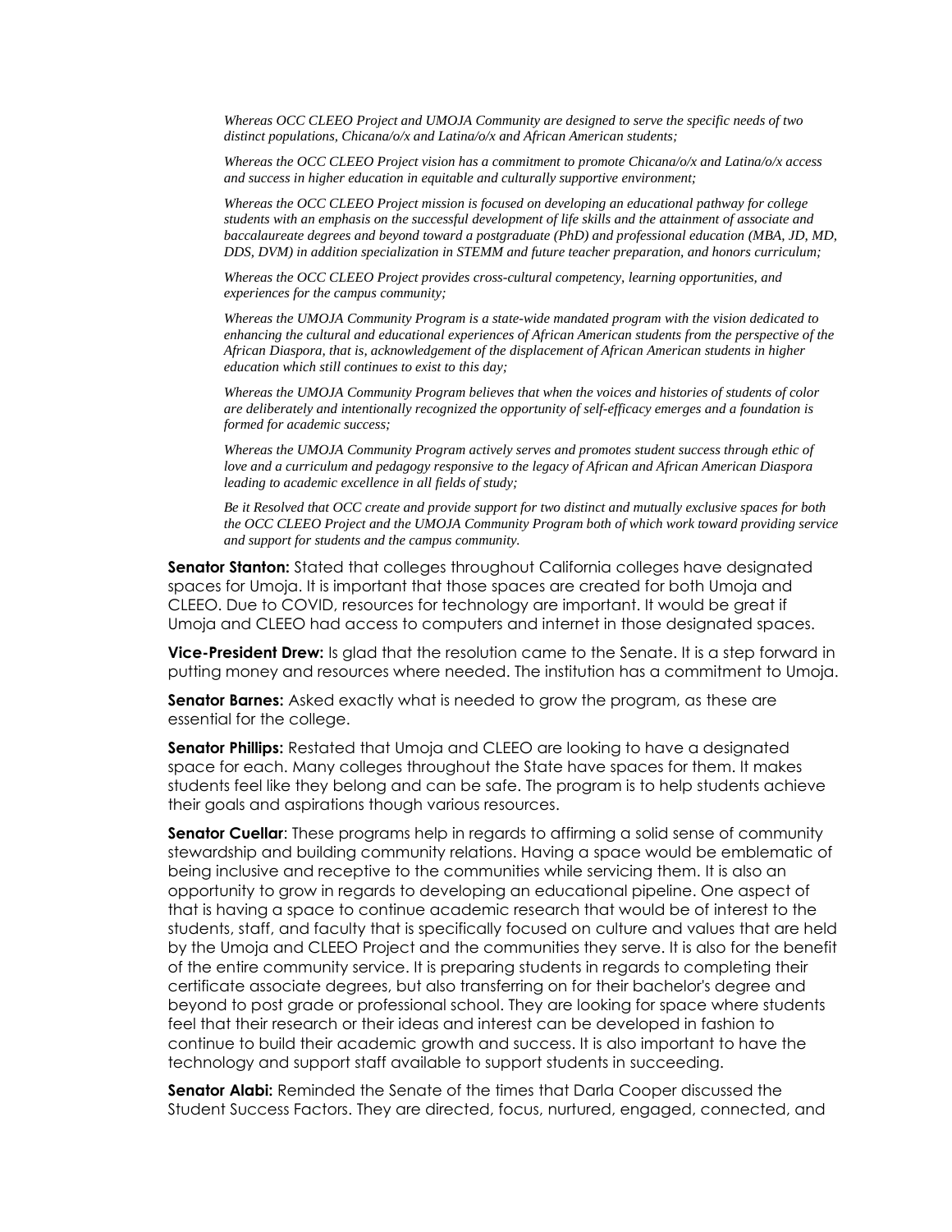*Whereas OCC CLEEO Project and UMOJA Community are designed to serve the specific needs of two distinct populations, Chicana/o/x and Latina/o/x and African American students;*

*Whereas the OCC CLEEO Project vision has a commitment to promote Chicana/o/x and Latina/o/x access and success in higher education in equitable and culturally supportive environment;*

*Whereas the OCC CLEEO Project mission is focused on developing an educational pathway for college students with an emphasis on the successful development of life skills and the attainment of associate and baccalaureate degrees and beyond toward a postgraduate (PhD) and professional education (MBA, JD, MD, DDS, DVM) in addition specialization in STEMM and future teacher preparation, and honors curriculum;*

*Whereas the OCC CLEEO Project provides cross-cultural competency, learning opportunities, and experiences for the campus community;*

*Whereas the UMOJA Community Program is a state-wide mandated program with the vision dedicated to enhancing the cultural and educational experiences of African American students from the perspective of the African Diaspora, that is, acknowledgement of the displacement of African American students in higher education which still continues to exist to this day;*

*Whereas the UMOJA Community Program believes that when the voices and histories of students of color are deliberately and intentionally recognized the opportunity of self-efficacy emerges and a foundation is formed for academic success;*

*Whereas the UMOJA Community Program actively serves and promotes student success through ethic of love and a curriculum and pedagogy responsive to the legacy of African and African American Diaspora leading to academic excellence in all fields of study;*

*Be it Resolved that OCC create and provide support for two distinct and mutually exclusive spaces for both the OCC CLEEO Project and the UMOJA Community Program both of which work toward providing service and support for students and the campus community.*

**Senator Stanton:** Stated that colleges throughout California colleges have designated spaces for Umoja. It is important that those spaces are created for both Umoja and CLEEO. Due to COVID, resources for technology are important. It would be great if Umoja and CLEEO had access to computers and internet in those designated spaces.

**Vice-President Drew:** Is glad that the resolution came to the Senate. It is a step forward in putting money and resources where needed. The institution has a commitment to Umoja.

**Senator Barnes:** Asked exactly what is needed to grow the program, as these are essential for the college.

**Senator Phillips:** Restated that Umoja and CLEEO are looking to have a designated space for each. Many colleges throughout the State have spaces for them. It makes students feel like they belong and can be safe. The program is to help students achieve their goals and aspirations though various resources.

**Senator Cuellar**: These programs help in regards to affirming a solid sense of community stewardship and building community relations. Having a space would be emblematic of being inclusive and receptive to the communities while servicing them. It is also an opportunity to grow in regards to developing an educational pipeline. One aspect of that is having a space to continue academic research that would be of interest to the students, staff, and faculty that is specifically focused on culture and values that are held by the Umoja and CLEEO Project and the communities they serve. It is also for the benefit of the entire community service. It is preparing students in regards to completing their certificate associate degrees, but also transferring on for their bachelor's degree and beyond to post grade or professional school. They are looking for space where students feel that their research or their ideas and interest can be developed in fashion to continue to build their academic growth and success. It is also important to have the technology and support staff available to support students in succeeding.

**Senator Alabi:** Reminded the Senate of the times that Darla Cooper discussed the Student Success Factors. They are directed, focus, nurtured, engaged, connected, and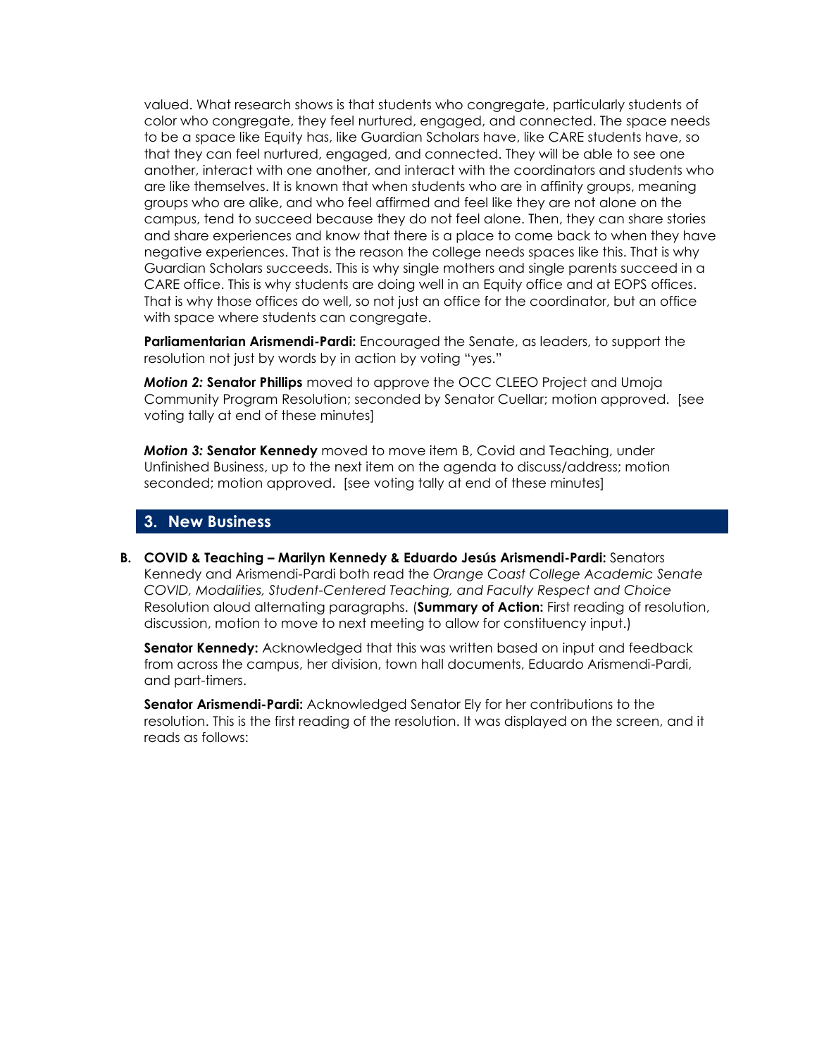valued. What research shows is that students who congregate, particularly students of color who congregate, they feel nurtured, engaged, and connected. The space needs to be a space like Equity has, like Guardian Scholars have, like CARE students have, so that they can feel nurtured, engaged, and connected. They will be able to see one another, interact with one another, and interact with the coordinators and students who are like themselves. It is known that when students who are in affinity groups, meaning groups who are alike, and who feel affirmed and feel like they are not alone on the campus, tend to succeed because they do not feel alone. Then, they can share stories and share experiences and know that there is a place to come back to when they have negative experiences. That is the reason the college needs spaces like this. That is why Guardian Scholars succeeds. This is why single mothers and single parents succeed in a CARE office. This is why students are doing well in an Equity office and at EOPS offices. That is why those offices do well, so not just an office for the coordinator, but an office with space where students can congregate.

**Parliamentarian Arismendi-Pardi:** Encouraged the Senate, as leaders, to support the resolution not just by words by in action by voting "yes."

***Motion 2:*** **Senator Phillips** moved to approve the OCC CLEEO Project and Umoja Community Program Resolution; seconded by Senator Cuellar; motion approved. [see voting tally at end of these minutes]

***Motion 3:*** **Senator Kennedy** moved to move item B, Covid and Teaching, under Unfinished Business, up to the next item on the agenda to discuss/address; motion seconded; motion approved. [see voting tally at end of these minutes]

## 3. New Business

**B. COVID & Teaching – Marilyn Kennedy & Eduardo Jesús Arismendi-Pardi:** Senators Kennedy and Arismendi-Pardi both read the *Orange Coast College Academic Senate COVID, Modalities, Student-Centered Teaching, and Faculty Respect and Choice* Resolution aloud alternating paragraphs. (**Summary of Action:** First reading of resolution, discussion, motion to move to next meeting to allow for constituency input.)

**Senator Kennedy:** Acknowledged that this was written based on input and feedback from across the campus, her division, town hall documents, Eduardo Arismendi-Pardi, and part-timers.

**Senator Arismendi-Pardi:** Acknowledged Senator Ely for her contributions to the resolution. This is the first reading of the resolution. It was displayed on the screen, and it reads as follows: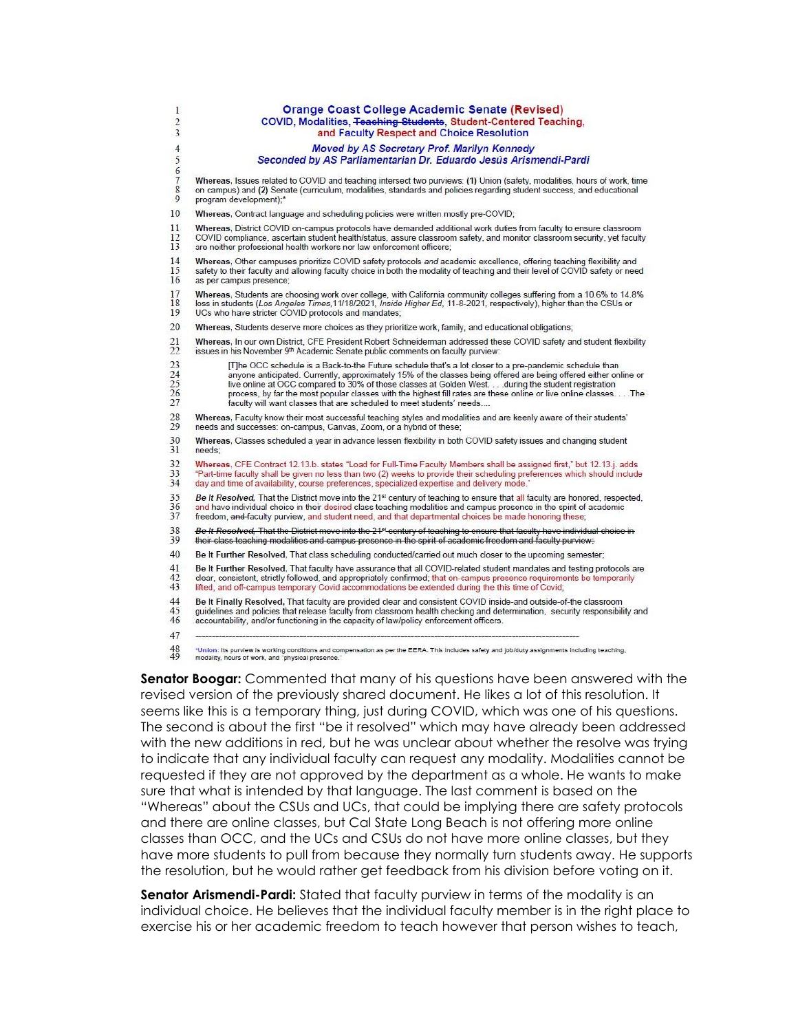1 **Orange Coast College Academic Senate (Revised)**
2 **COVID, Modalities, ~~Teaching Students~~, Student-Centered Teaching,**
3 **and Faculty Respect and Choice Resolution**

4 ***Moved by AS Secretary Prof. Marilyn Kennedy***
5 ***Seconded by AS Parliamentarian Dr. Eduardo Jesús Arismendi-Pardi***
6
7 **Whereas**, Issues related to COVID and teaching intersect two purviews: **(1)** Union (safety, modalities, hours of work, time
8 on campus) and **(2)** Senate (curriculum, modalities, standards and policies regarding student success, and educational
9 program development);*

10 **Whereas**, Contract language and scheduling policies were written mostly pre-COVID;

11 **Whereas**, District COVID on-campus protocols have demanded additional work duties from faculty to ensure classroom
12 COVID compliance, ascertain student health/status, assure classroom safety, and monitor classroom security, yet faculty
13 are neither professional health workers nor law enforcement officers;

14 **Whereas**, Other campuses prioritize COVID safety protocols *and* academic excellence, offering teaching flexibility and
15 safety to their faculty and allowing faculty choice in both the modality of teaching and their level of COVID safety or need
16 as per campus presence;

17 **Whereas**, Students are choosing work over college, with California community colleges suffering from a 10.6% to 14.8%
18 loss in students (*Los Angeles Times*,11/18/2021, *Inside Higher Ed*, 11-8-2021, respectively), higher than the CSUs or
19 UCs who have stricter COVID protocols and mandates;

20 **Whereas**, Students deserve more choices as they prioritize work, family, and educational obligations;

21 **Whereas**, In our own District, CFE President Robert Schneiderman addressed these COVID safety and student flexibility
22 issues in his November 9th Academic Senate public comments on faculty purview:

> 23 [T]he OCC schedule is a Back-to-the Future schedule that's a lot closer to a pre-pandemic schedule than
> 24 anyone anticipated. Currently, approximately 15% of the classes being offered are being offered either online or
> 25 live online at OCC compared to 30% of those classes at Golden West. . . .during the student registration
> 26 process, by far the most popular classes with the highest fill rates are these online or live online classes. . . .The
> 27 faculty will want classes that are scheduled to meet students' needs....

28 **Whereas**, Faculty know their most successful teaching styles and modalities and are keenly aware of their students'
29 needs and successes: on-campus, Canvas, Zoom, or a hybrid of these;

30 **Whereas**, Classes scheduled a year in advance lessen flexibility in both COVID safety issues and changing student
31 needs;

32 **Whereas**, CFE Contract 12.13.b. states "Load for Full-Time Faculty Members shall be assigned first," but 12.13.j. adds
33 "Part-time faculty shall be given no less than two (2) weeks to provide their scheduling preferences which should include
34 day and time of availability, course preferences, specialized expertise and delivery mode."

35 ***Be It Resolved***, That the District move into the 21st century of teaching to ensure that all faculty are honored, respected,
36 and have individual choice in their desired class teaching modalities and campus presence in the spirit of academic
37 freedom, ~~and~~ faculty purview, and student need, and that departmental choices be made honoring these;

38 ~~***Be It Resolved***, That the District move into the 21st century of teaching to ensure that faculty have individual choice in~~
39 ~~their class teaching modalities and campus presence in the spirit of academic freedom and faculty purview;~~

40 **Be It Further Resolved**, That class scheduling conducted/carried out much closer to the upcoming semester;

41 **Be It Further Resolved**, That faculty have assurance that all COVID-related student mandates and testing protocols are
42 clear, consistent, strictly followed, and appropriately confirmed; that on-campus presence requirements be temporarily
43 lifted, and off-campus temporary Covid accommodations be extended during the this time of Covid;

44 **Be It Finally Resolved**, That faculty are provided clear and consistent COVID inside-and outside-of-the classroom
45 guidelines and policies that release faculty from classroom health checking and determination, security responsibility and
46 accountability, and/or functioning in the capacity of law/policy enforcement officers.

47 ---

48 *Union: Its purview is working conditions and compensation as per the EERA. This includes safety and job/duty assignments including teaching,
49 modality, hours of work, and "physical presence."

**Senator Boogar:** Commented that many of his questions have been answered with the revised version of the previously shared document. He likes a lot of this resolution. It seems like this is a temporary thing, just during COVID, which was one of his questions. The second is about the first "be it resolved" which may have already been addressed with the new additions in red, but he was unclear about whether the resolve was trying to indicate that any individual faculty can request any modality. Modalities cannot be requested if they are not approved by the department as a whole. He wants to make sure that what is intended by that language. The last comment is based on the "Whereas" about the CSUs and UCs, that could be implying there are safety protocols and there are online classes, but Cal State Long Beach is not offering more online classes than OCC, and the UCs and CSUs do not have more online classes, but they have more students to pull from because they normally turn students away. He supports the resolution, but he would rather get feedback from his division before voting on it.

**Senator Arismendi-Pardi:** Stated that faculty purview in terms of the modality is an individual choice. He believes that the individual faculty member is in the right place to exercise his or her academic freedom to teach however that person wishes to teach,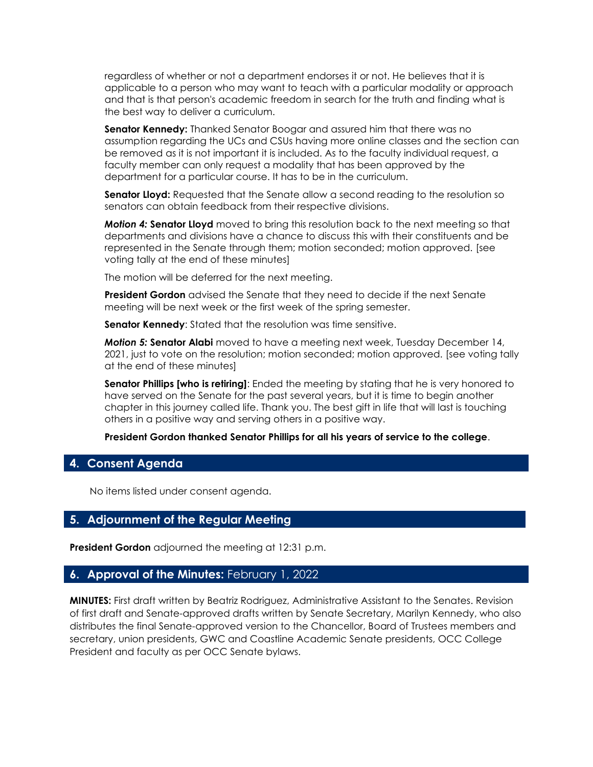regardless of whether or not a department endorses it or not. He believes that it is applicable to a person who may want to teach with a particular modality or approach and that is that person's academic freedom in search for the truth and finding what is the best way to deliver a curriculum.

**Senator Kennedy:** Thanked Senator Boogar and assured him that there was no assumption regarding the UCs and CSUs having more online classes and the section can be removed as it is not important it is included. As to the faculty individual request, a faculty member can only request a modality that has been approved by the department for a particular course. It has to be in the curriculum.

**Senator Lloyd:** Requested that the Senate allow a second reading to the resolution so senators can obtain feedback from their respective divisions.

***Motion 4:*** **Senator Lloyd** moved to bring this resolution back to the next meeting so that departments and divisions have a chance to discuss this with their constituents and be represented in the Senate through them; motion seconded; motion approved. [see voting tally at the end of these minutes]

The motion will be deferred for the next meeting.

**President Gordon** advised the Senate that they need to decide if the next Senate meeting will be next week or the first week of the spring semester.

**Senator Kennedy**: Stated that the resolution was time sensitive.

***Motion 5:*** **Senator Alabi** moved to have a meeting next week, Tuesday December 14, 2021, just to vote on the resolution; motion seconded; motion approved. [see voting tally at the end of these minutes]

**Senator Phillips [who is retiring]**: Ended the meeting by stating that he is very honored to have served on the Senate for the past several years, but it is time to begin another chapter in this journey called life. Thank you. The best gift in life that will last is touching others in a positive way and serving others in a positive way.

**President Gordon thanked Senator Phillips for all his years of service to the college**.

## 4. Consent Agenda

No items listed under consent agenda.

## 5. Adjournment of the Regular Meeting

**President Gordon** adjourned the meeting at 12:31 p.m.

## 6. Approval of the Minutes: February 1, 2022

**MINUTES:** First draft written by Beatriz Rodriguez, Administrative Assistant to the Senates. Revision of first draft and Senate-approved drafts written by Senate Secretary, Marilyn Kennedy, who also distributes the final Senate-approved version to the Chancellor, Board of Trustees members and secretary, union presidents, GWC and Coastline Academic Senate presidents, OCC College President and faculty as per OCC Senate bylaws.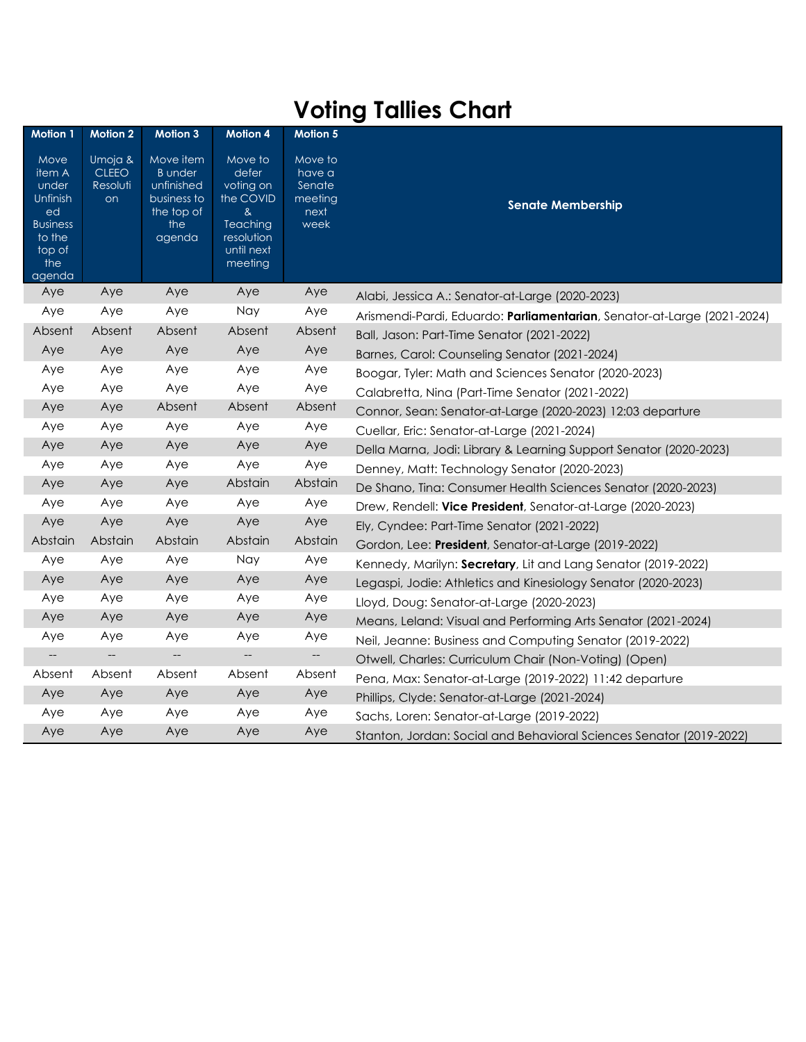# Voting Tallies Chart

| Motion 1<br>Move item A under Unfinished Business to the top of the agenda | Motion 2<br>Umoja & CLEEO Resolution | Motion 3<br>Move item B under unfinished business to the top of the agenda | Motion 4<br>Move to defer voting on the COVID & Teaching resolution until next meeting | Motion 5<br>Move to have a Senate meeting next week | Senate Membership |
|---|---|---|---|---|---|
| Aye | Aye | Aye | Aye | Aye | Alabi, Jessica A.: Senator-at-Large (2020-2023) |
| Aye | Aye | Aye | Nay | Aye | Arismendi-Pardi, Eduardo: **Parliamentarian**, Senator-at-Large (2021-2024) |
| Absent | Absent | Absent | Absent | Absent | Ball, Jason: Part-Time Senator (2021-2022) |
| Aye | Aye | Aye | Aye | Aye | Barnes, Carol: Counseling Senator (2021-2024) |
| Aye | Aye | Aye | Aye | Aye | Boogar, Tyler: Math and Sciences Senator (2020-2023) |
| Aye | Aye | Aye | Aye | Aye | Calabretta, Nina (Part-Time Senator (2021-2022) |
| Aye | Aye | Absent | Absent | Absent | Connor, Sean: Senator-at-Large (2020-2023) 12:03 departure |
| Aye | Aye | Aye | Aye | Aye | Cuellar, Eric: Senator-at-Large (2021-2024) |
| Aye | Aye | Aye | Aye | Aye | Della Marna, Jodi: Library & Learning Support Senator (2020-2023) |
| Aye | Aye | Aye | Aye | Aye | Denney, Matt: Technology Senator (2020-2023) |
| Aye | Aye | Aye | Abstain | Abstain | De Shano, Tina: Consumer Health Sciences Senator (2020-2023) |
| Aye | Aye | Aye | Aye | Aye | Drew, Rendell: **Vice President**, Senator-at-Large (2020-2023) |
| Aye | Aye | Aye | Aye | Aye | Ely, Cyndee: Part-Time Senator (2021-2022) |
| Abstain | Abstain | Abstain | Abstain | Abstain | Gordon, Lee: **President**, Senator-at-Large (2019-2022) |
| Aye | Aye | Aye | Nay | Aye | Kennedy, Marilyn: **Secretary**, Lit and Lang Senator (2019-2022) |
| Aye | Aye | Aye | Aye | Aye | Legaspi, Jodie: Athletics and Kinesiology Senator (2020-2023) |
| Aye | Aye | Aye | Aye | Aye | Lloyd, Doug: Senator-at-Large (2020-2023) |
| Aye | Aye | Aye | Aye | Aye | Means, Leland: Visual and Performing Arts Senator (2021-2024) |
| Aye | Aye | Aye | Aye | Aye | Neil, Jeanne: Business and Computing Senator (2019-2022) |
| -- | -- | -- | -- | -- | Otwell, Charles: Curriculum Chair (Non-Voting) (Open) |
| Absent | Absent | Absent | Absent | Absent | Pena, Max: Senator-at-Large (2019-2022) 11:42 departure |
| Aye | Aye | Aye | Aye | Aye | Phillips, Clyde: Senator-at-Large (2021-2024) |
| Aye | Aye | Aye | Aye | Aye | Sachs, Loren: Senator-at-Large (2019-2022) |
| Aye | Aye | Aye | Aye | Aye | Stanton, Jordan: Social and Behavioral Sciences Senator (2019-2022) |